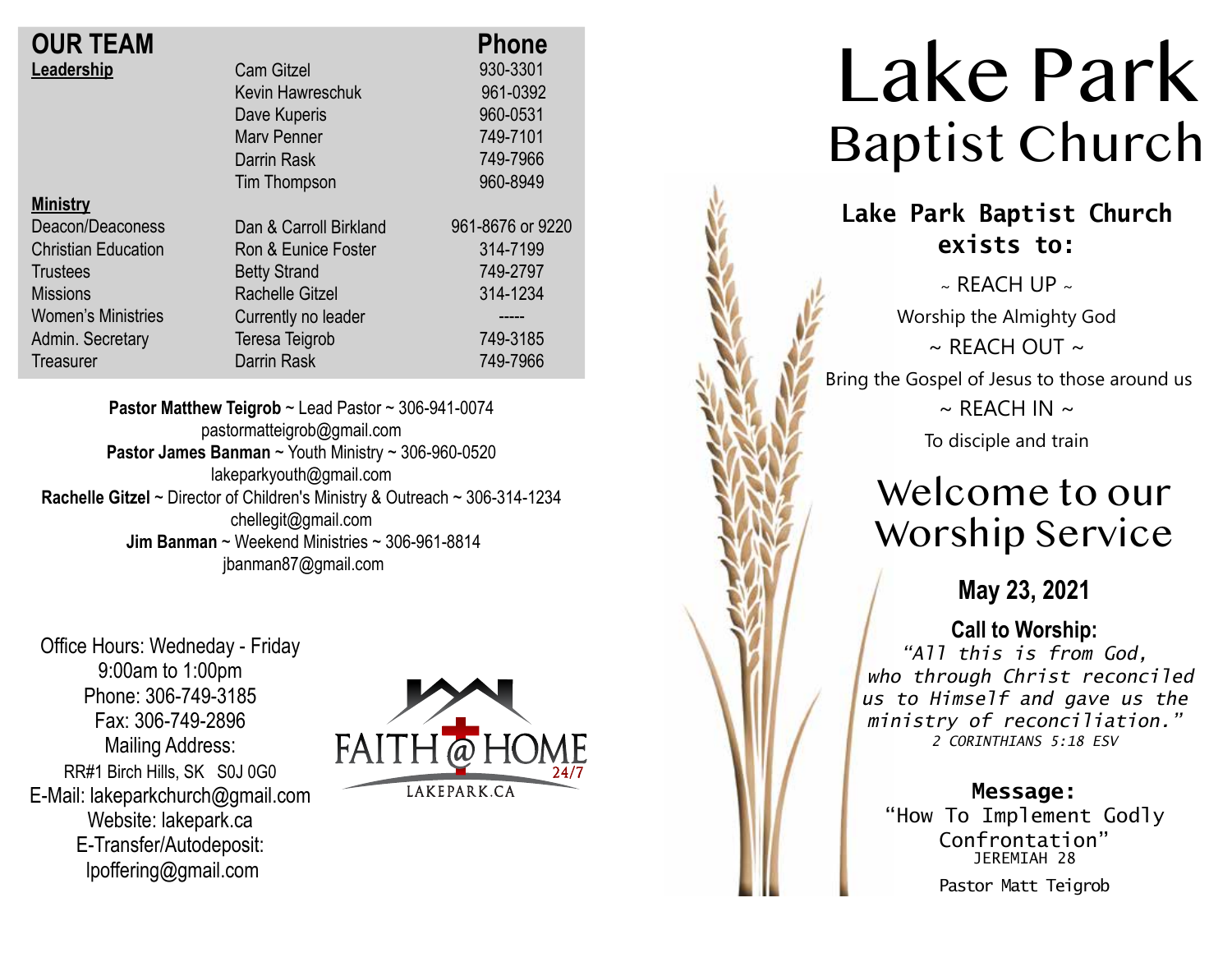## OUR TEAM

| | | Phone |
|---|---|---|
| **Leadership** | Cam Gitzel | 930-3301 |
| | Kevin Hawreschuk | 961-0392 |
| | Dave Kuperis | 960-0531 |
| | Marv Penner | 749-7101 |
| | Darrin Rask | 749-7966 |
| | Tim Thompson | 960-8949 |
| **Ministry** | | |
| Deacon/Deaconess | Dan & Carroll Birkland | 961-8676 or 9220 |
| Christian Education | Ron & Eunice Foster | 314-7199 |
| Trustees | Betty Strand | 749-2797 |
| Missions | Rachelle Gitzel | 314-1234 |
| Women's Ministries | Currently no leader | ----- |
| Admin. Secretary | Teresa Teigrob | 749-3185 |
| Treasurer | Darrin Rask | 749-7966 |

**Pastor Matthew Teigrob** ~ Lead Pastor ~ 306-941-0074
pastormatteigrob@gmail.com
**Pastor James Banman** ~ Youth Ministry ~ 306-960-0520
lakeparkyouth@gmail.com
**Rachelle Gitzel** ~ Director of Children's Ministry & Outreach ~ 306-314-1234
chellegit@gmail.com
**Jim Banman** ~ Weekend Ministries ~ 306-961-8814
jbanman87@gmail.com

Office Hours: Wedneday - Friday
9:00am to 1:00pm
Phone: 306-749-3185
Fax: 306-749-2896
Mailing Address:
RR#1 Birch Hills, SK S0J 0G0
E-Mail: lakeparkchurch@gmail.com
Website: lakepark.ca
E-Transfer/Autodeposit:
lpoffering@gmail.com

FAITH @ HOME 24/7
LAKEPARK.CA

# Lake Park Baptist Church

**Lake Park Baptist Church exists to:**

~ REACH UP ~
Worship the Almighty God
~ REACH OUT ~
Bring the Gospel of Jesus to those around us
~ REACH IN ~
To disciple and train

## Welcome to our Worship Service

**May 23, 2021**

**Call to Worship:**
*"All this is from God, who through Christ reconciled us to Himself and gave us the ministry of reconciliation."*
2 CORINTHIANS 5:18 ESV

**Message:**
"How To Implement Godly Confrontation"
JEREMIAH 28
Pastor Matt Teigrob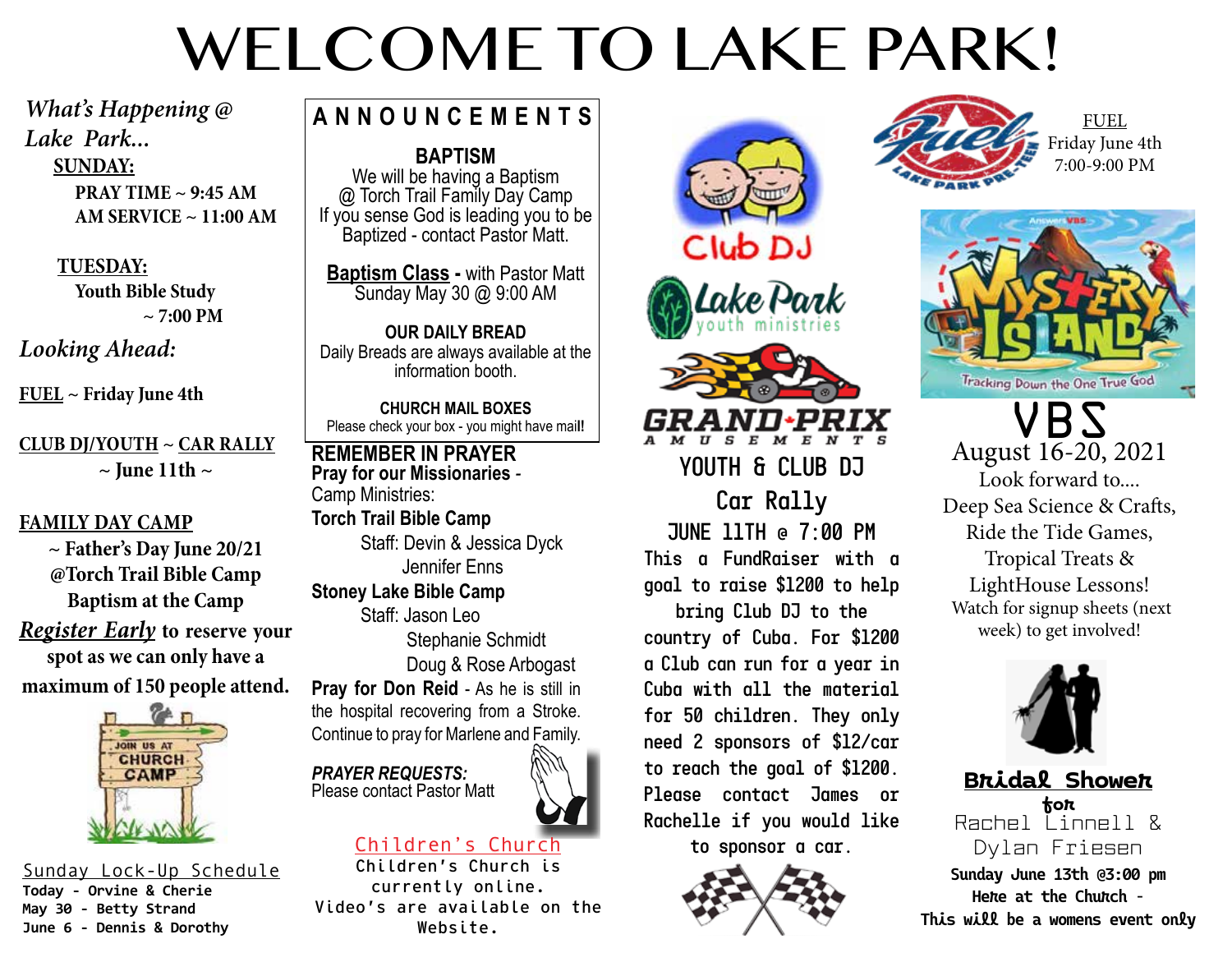# WELCOME TO LAKE PARK!

*What's Happening @ Lake Park...*

**SUNDAY:**

**PRAY TIME ~ 9:45 AM**
**AM SERVICE ~ 11:00 AM**

**TUESDAY:**

**Youth Bible Study ~ 7:00 PM**

## *Looking Ahead:*

**FUEL ~ Friday June 4th**

**CLUB DJ/YOUTH ~ CAR RALLY ~ June 11th ~**

**FAMILY DAY CAMP**
**~ Father's Day June 20/21 @Torch Trail Bible Camp**
**Baptism at the Camp**

***Register Early* to reserve your spot as we can only have a maximum of 150 people attend.**

JOIN US AT CHURCH CAMP

Sunday Lock-Up Schedule

Today - Orvine & Cherie
May 30 - Betty Strand
June 6 - Dennis & Dorothy

## ANNOUNCEMENTS

**BAPTISM**
We will be having a Baptism @ Torch Trail Family Day Camp
If you sense God is leading you to be Baptized - contact Pastor Matt.

**Baptism Class** - with Pastor Matt
Sunday May 30 @ 9:00 AM

**OUR DAILY BREAD**
Daily Breads are always available at the information booth.

**CHURCH MAIL BOXES**
Please check your box - you might have mail!

**REMEMBER IN PRAYER**

**Pray for our Missionaries** - Camp Ministries:

**Torch Trail Bible Camp**
Staff: Devin & Jessica Dyck
Jennifer Enns

**Stoney Lake Bible Camp**
Staff: Jason Leo
Stephanie Schmidt
Doug & Rose Arbogast

**Pray for Don Reid** - As he is still in the hospital recovering from a Stroke. Continue to pray for Marlene and Family.

***PRAYER REQUESTS:***
Please contact Pastor Matt

Children's Church

Children's Church is currently online. Video's are available on the Website.

Club DJ

Lake Park youth ministries

GRAND PRIX AMUSEMENTS

**YOUTH & CLUB DJ Car Rally**
**JUNE 11TH @ 7:00 PM**

This a FundRaiser with a goal to raise $1200 to help bring Club DJ to the country of Cuba. For $1200 a Club can run for a year in Cuba with all the material for 50 children. They only need 2 sponsors of $12/car to reach the goal of $1200. Please contact James or Rachelle if you would like to sponsor a car.

Fuel LAKE PARK PRE-TEEN

FUEL
Friday June 4th
7:00-9:00 PM

Answers VBS MYSTERY ISLAND Tracking Down the One True God

# VBS

August 16-20, 2021
Look forward to....
Deep Sea Science & Crafts,
Ride the Tide Games,
Tropical Treats &
LightHouse Lessons!
Watch for signup sheets (next week) to get involved!

**Bridal Shower**
**for**
Rachel Linnell &
Dylan Friesen

**Sunday June 13th @3:00 pm**
**Here at the Church -**
**This will be a womens event only**